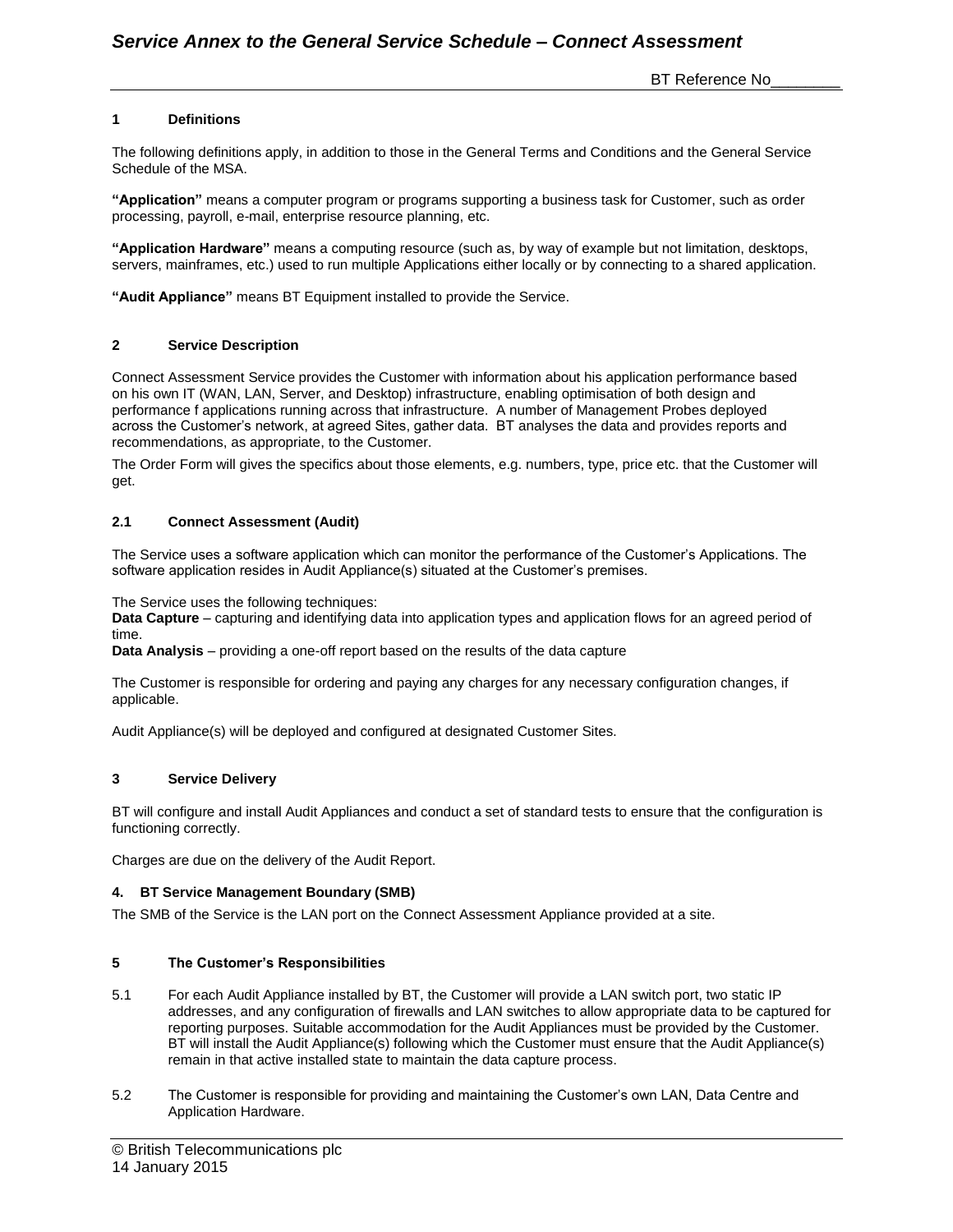# Service Annex to the General Service Schedule – Connect Assessment

BT Reference No________

## 1 Definitions

The following definitions apply, in addition to those in the General Terms and Conditions and the General Service Schedule of the MSA.

**"Application"** means a computer program or programs supporting a business task for Customer, such as order processing, payroll, e-mail, enterprise resource planning, etc.

**"Application Hardware"** means a computing resource (such as, by way of example but not limitation, desktops, servers, mainframes, etc.) used to run multiple Applications either locally or by connecting to a shared application.

**"Audit Appliance"** means BT Equipment installed to provide the Service.

## 2 Service Description

Connect Assessment Service provides the Customer with information about his application performance based on his own IT (WAN, LAN, Server, and Desktop) infrastructure, enabling optimisation of both design and performance f applications running across that infrastructure. A number of Management Probes deployed across the Customer's network, at agreed Sites, gather data. BT analyses the data and provides reports and recommendations, as appropriate, to the Customer.

The Order Form will gives the specifics about those elements, e.g. numbers, type, price etc. that the Customer will get.

### 2.1 Connect Assessment (Audit)

The Service uses a software application which can monitor the performance of the Customer's Applications. The software application resides in Audit Appliance(s) situated at the Customer's premises.

The Service uses the following techniques:
**Data Capture** – capturing and identifying data into application types and application flows for an agreed period of time.
**Data Analysis** – providing a one-off report based on the results of the data capture

The Customer is responsible for ordering and paying any charges for any necessary configuration changes, if applicable.

Audit Appliance(s) will be deployed and configured at designated Customer Sites.

## 3 Service Delivery

BT will configure and install Audit Appliances and conduct a set of standard tests to ensure that the configuration is functioning correctly.

Charges are due on the delivery of the Audit Report.

## 4. BT Service Management Boundary (SMB)

The SMB of the Service is the LAN port on the Connect Assessment Appliance provided at a site.

## 5 The Customer's Responsibilities

5.1 For each Audit Appliance installed by BT, the Customer will provide a LAN switch port, two static IP addresses, and any configuration of firewalls and LAN switches to allow appropriate data to be captured for reporting purposes. Suitable accommodation for the Audit Appliances must be provided by the Customer. BT will install the Audit Appliance(s) following which the Customer must ensure that the Audit Appliance(s) remain in that active installed state to maintain the data capture process.

5.2 The Customer is responsible for providing and maintaining the Customer's own LAN, Data Centre and Application Hardware.

© British Telecommunications plc
14 January 2015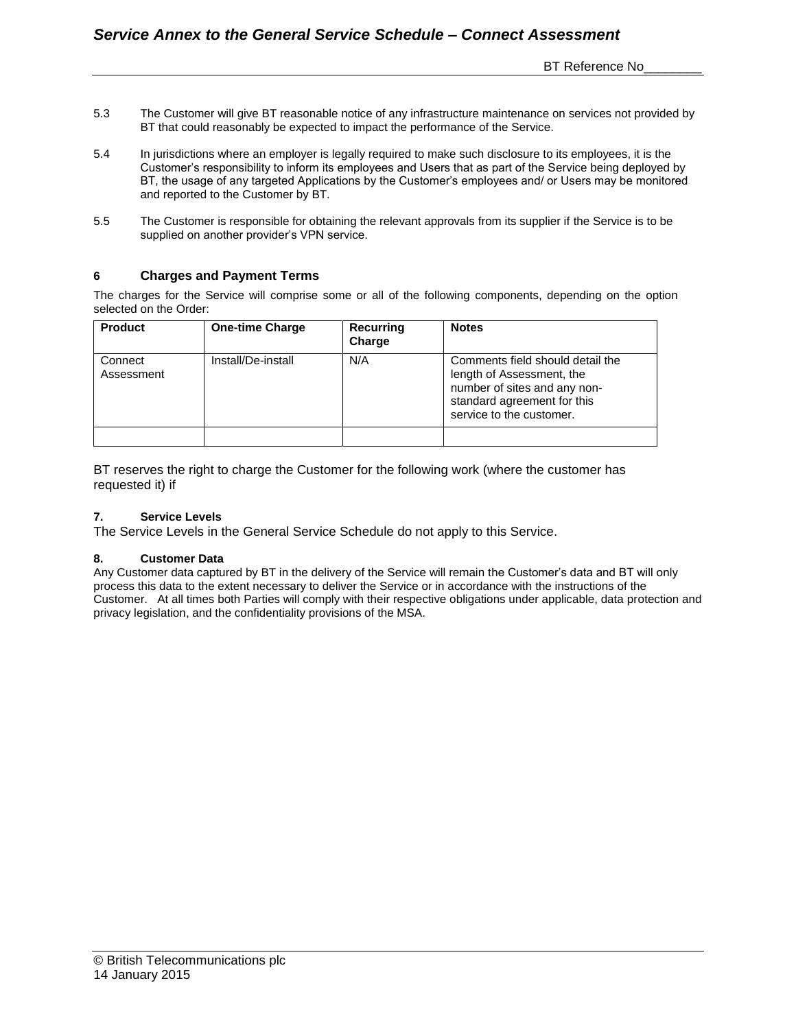5.3 The Customer will give BT reasonable notice of any infrastructure maintenance on services not provided by BT that could reasonably be expected to impact the performance of the Service.

5.4 In jurisdictions where an employer is legally required to make such disclosure to its employees, it is the Customer's responsibility to inform its employees and Users that as part of the Service being deployed by BT, the usage of any targeted Applications by the Customer's employees and/ or Users may be monitored and reported to the Customer by BT.

5.5 The Customer is responsible for obtaining the relevant approvals from its supplier if the Service is to be supplied on another provider's VPN service.

## 6 Charges and Payment Terms

The charges for the Service will comprise some or all of the following components, depending on the option selected on the Order:

| Product | One-time Charge | Recurring Charge | Notes |
|---|---|---|---|
| Connect Assessment | Install/De-install | N/A | Comments field should detail the length of Assessment, the number of sites and any non-standard agreement for this service to the customer. |
| | | | |

BT reserves the right to charge the Customer for the following work (where the customer has requested it) if

## 7. Service Levels

The Service Levels in the General Service Schedule do not apply to this Service.

## 8. Customer Data

Any Customer data captured by BT in the delivery of the Service will remain the Customer's data and BT will only process this data to the extent necessary to deliver the Service or in accordance with the instructions of the Customer. At all times both Parties will comply with their respective obligations under applicable, data protection and privacy legislation, and the confidentiality provisions of the MSA.